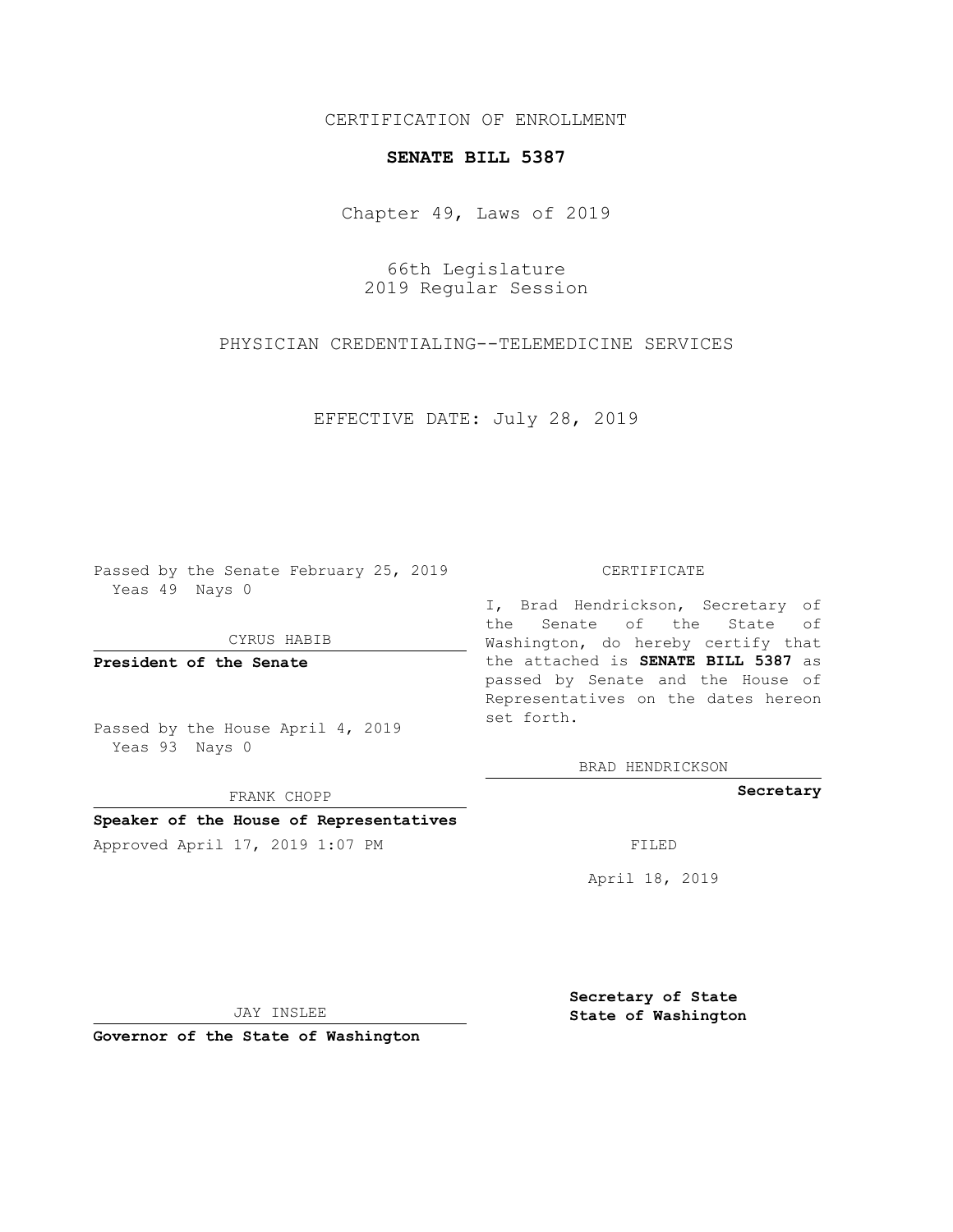CERTIFICATION OF ENROLLMENT

**SENATE BILL 5387**

Chapter 49, Laws of 2019

66th Legislature
2019 Regular Session

PHYSICIAN CREDENTIALING--TELEMEDICINE SERVICES

EFFECTIVE DATE: July 28, 2019

Passed by the Senate February 25, 2019
Yeas 49 Nays 0

CYRUS HABIB

**President of the Senate**

Passed by the House April 4, 2019
Yeas 93 Nays 0

FRANK CHOPP

**Speaker of the House of Representatives**

Approved April 17, 2019 1:07 PM

JAY INSLEE

**Governor of the State of Washington**

CERTIFICATE

I, Brad Hendrickson, Secretary of the Senate of the State of Washington, do hereby certify that the attached is **SENATE BILL 5387** as passed by Senate and the House of Representatives on the dates hereon set forth.

BRAD HENDRICKSON

**Secretary**

FILED

April 18, 2019

**Secretary of State**
**State of Washington**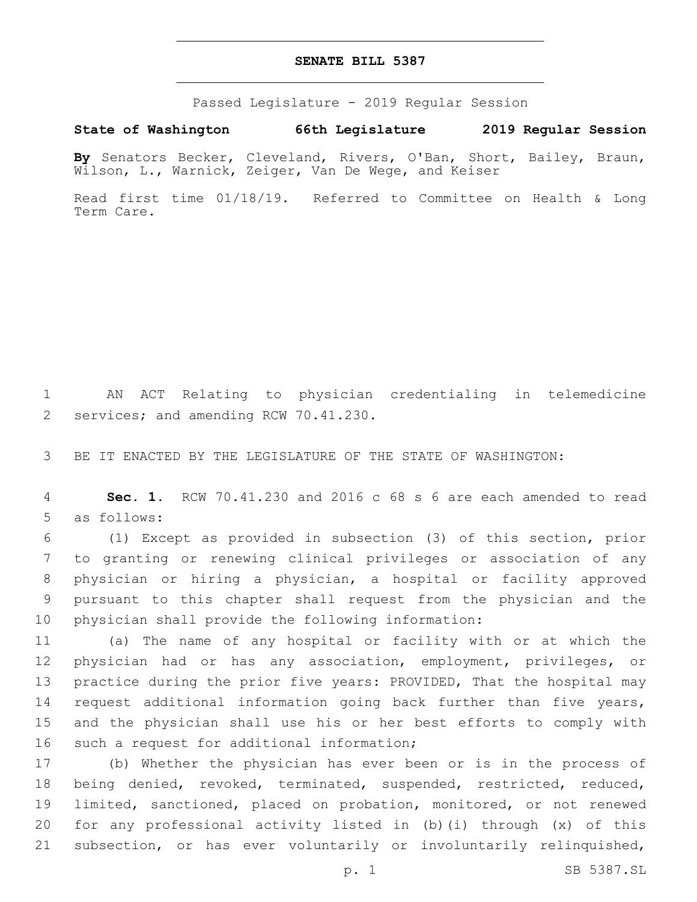# SENATE BILL 5387

Passed Legislature - 2019 Regular Session

**State of Washington 66th Legislature 2019 Regular Session**

**By** Senators Becker, Cleveland, Rivers, O'Ban, Short, Bailey, Braun, Wilson, L., Warnick, Zeiger, Van De Wege, and Keiser

Read first time 01/18/19. Referred to Committee on Health & Long Term Care.

AN ACT Relating to physician credentialing in telemedicine services; and amending RCW 70.41.230.

BE IT ENACTED BY THE LEGISLATURE OF THE STATE OF WASHINGTON:

**Sec. 1.** RCW 70.41.230 and 2016 c 68 s 6 are each amended to read as follows:

(1) Except as provided in subsection (3) of this section, prior to granting or renewing clinical privileges or association of any physician or hiring a physician, a hospital or facility approved pursuant to this chapter shall request from the physician and the physician shall provide the following information:

(a) The name of any hospital or facility with or at which the physician had or has any association, employment, privileges, or practice during the prior five years: PROVIDED, That the hospital may request additional information going back further than five years, and the physician shall use his or her best efforts to comply with such a request for additional information;

(b) Whether the physician has ever been or is in the process of being denied, revoked, terminated, suspended, restricted, reduced, limited, sanctioned, placed on probation, monitored, or not renewed for any professional activity listed in (b)(i) through (x) of this subsection, or has ever voluntarily or involuntarily relinquished,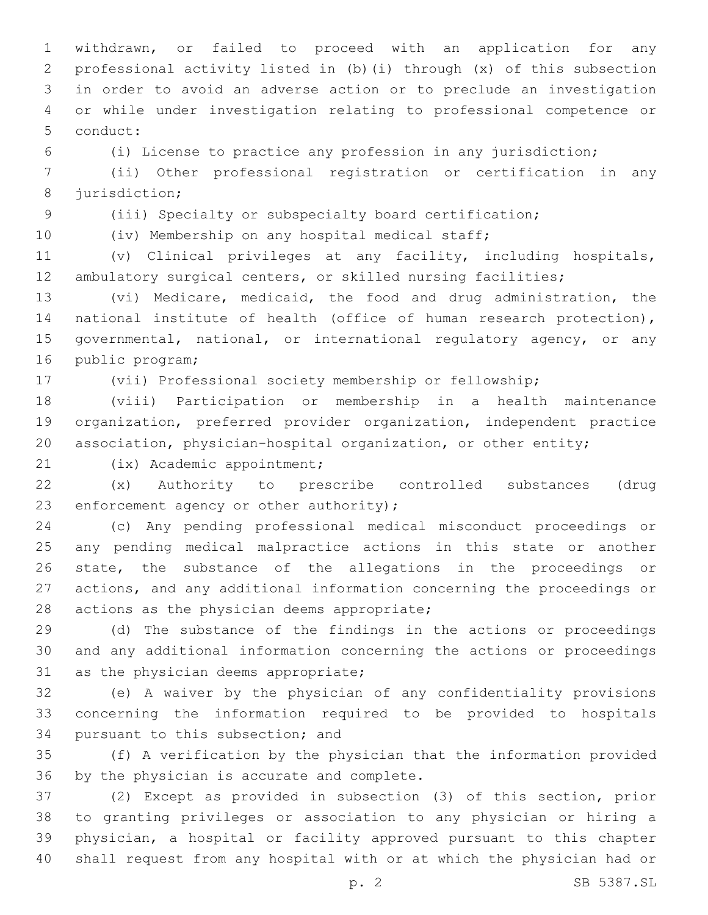withdrawn, or failed to proceed with an application for any professional activity listed in (b)(i) through (x) of this subsection in order to avoid an adverse action or to preclude an investigation or while under investigation relating to professional competence or conduct:

(i) License to practice any profession in any jurisdiction;

(ii) Other professional registration or certification in any jurisdiction;

(iii) Specialty or subspecialty board certification;

(iv) Membership on any hospital medical staff;

(v) Clinical privileges at any facility, including hospitals, ambulatory surgical centers, or skilled nursing facilities;

(vi) Medicare, medicaid, the food and drug administration, the national institute of health (office of human research protection), governmental, national, or international regulatory agency, or any public program;

(vii) Professional society membership or fellowship;

(viii) Participation or membership in a health maintenance organization, preferred provider organization, independent practice association, physician-hospital organization, or other entity;

(ix) Academic appointment;

(x) Authority to prescribe controlled substances (drug enforcement agency or other authority);

(c) Any pending professional medical misconduct proceedings or any pending medical malpractice actions in this state or another state, the substance of the allegations in the proceedings or actions, and any additional information concerning the proceedings or actions as the physician deems appropriate;

(d) The substance of the findings in the actions or proceedings and any additional information concerning the actions or proceedings as the physician deems appropriate;

(e) A waiver by the physician of any confidentiality provisions concerning the information required to be provided to hospitals pursuant to this subsection; and

(f) A verification by the physician that the information provided by the physician is accurate and complete.

(2) Except as provided in subsection (3) of this section, prior to granting privileges or association to any physician or hiring a physician, a hospital or facility approved pursuant to this chapter shall request from any hospital with or at which the physician had or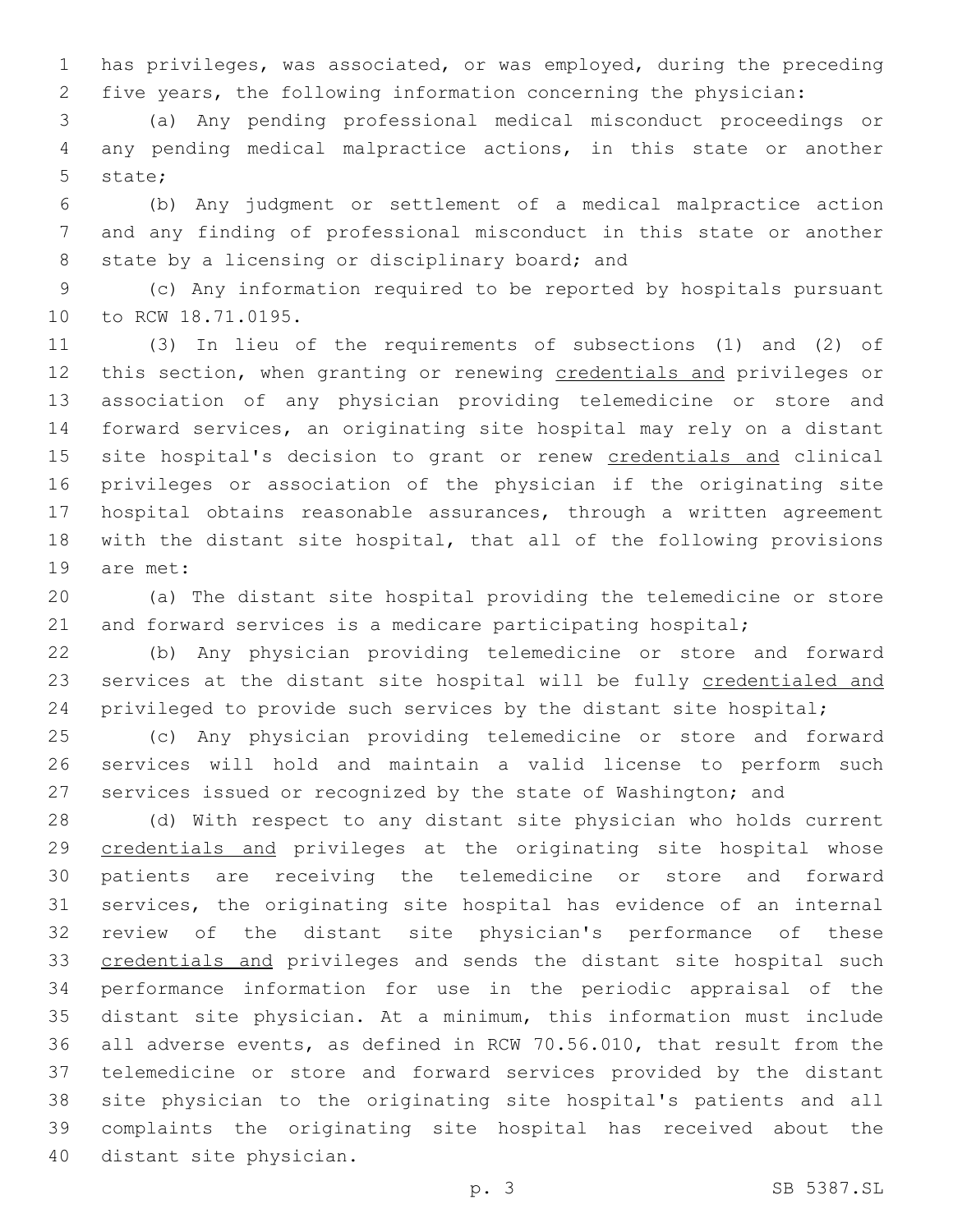has privileges, was associated, or was employed, during the preceding five years, the following information concerning the physician:

(a) Any pending professional medical misconduct proceedings or any pending medical malpractice actions, in this state or another state;

(b) Any judgment or settlement of a medical malpractice action and any finding of professional misconduct in this state or another state by a licensing or disciplinary board; and

(c) Any information required to be reported by hospitals pursuant to RCW 18.71.0195.

(3) In lieu of the requirements of subsections (1) and (2) of this section, when granting or renewing credentials and privileges or association of any physician providing telemedicine or store and forward services, an originating site hospital may rely on a distant site hospital's decision to grant or renew credentials and clinical privileges or association of the physician if the originating site hospital obtains reasonable assurances, through a written agreement with the distant site hospital, that all of the following provisions are met:

(a) The distant site hospital providing the telemedicine or store and forward services is a medicare participating hospital;

(b) Any physician providing telemedicine or store and forward services at the distant site hospital will be fully credentialed and privileged to provide such services by the distant site hospital;

(c) Any physician providing telemedicine or store and forward services will hold and maintain a valid license to perform such services issued or recognized by the state of Washington; and

(d) With respect to any distant site physician who holds current credentials and privileges at the originating site hospital whose patients are receiving the telemedicine or store and forward services, the originating site hospital has evidence of an internal review of the distant site physician's performance of these credentials and privileges and sends the distant site hospital such performance information for use in the periodic appraisal of the distant site physician. At a minimum, this information must include all adverse events, as defined in RCW 70.56.010, that result from the telemedicine or store and forward services provided by the distant site physician to the originating site hospital's patients and all complaints the originating site hospital has received about the distant site physician.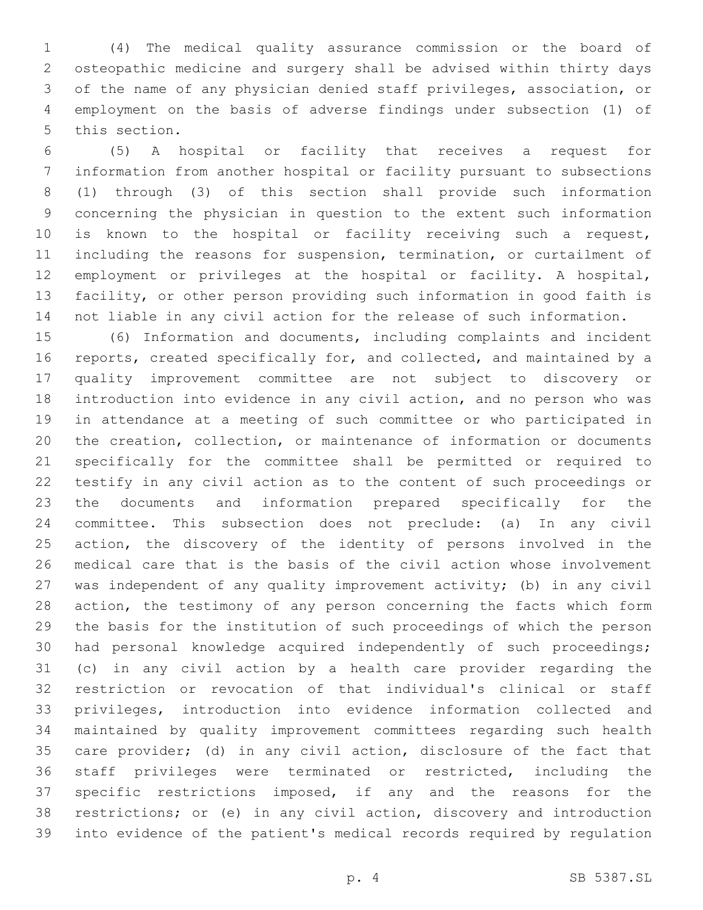(4) The medical quality assurance commission or the board of osteopathic medicine and surgery shall be advised within thirty days of the name of any physician denied staff privileges, association, or employment on the basis of adverse findings under subsection (1) of this section.

(5) A hospital or facility that receives a request for information from another hospital or facility pursuant to subsections (1) through (3) of this section shall provide such information concerning the physician in question to the extent such information is known to the hospital or facility receiving such a request, including the reasons for suspension, termination, or curtailment of employment or privileges at the hospital or facility. A hospital, facility, or other person providing such information in good faith is not liable in any civil action for the release of such information.

(6) Information and documents, including complaints and incident reports, created specifically for, and collected, and maintained by a quality improvement committee are not subject to discovery or introduction into evidence in any civil action, and no person who was in attendance at a meeting of such committee or who participated in the creation, collection, or maintenance of information or documents specifically for the committee shall be permitted or required to testify in any civil action as to the content of such proceedings or the documents and information prepared specifically for the committee. This subsection does not preclude: (a) In any civil action, the discovery of the identity of persons involved in the medical care that is the basis of the civil action whose involvement was independent of any quality improvement activity; (b) in any civil action, the testimony of any person concerning the facts which form the basis for the institution of such proceedings of which the person had personal knowledge acquired independently of such proceedings; (c) in any civil action by a health care provider regarding the restriction or revocation of that individual's clinical or staff privileges, introduction into evidence information collected and maintained by quality improvement committees regarding such health care provider; (d) in any civil action, disclosure of the fact that staff privileges were terminated or restricted, including the specific restrictions imposed, if any and the reasons for the restrictions; or (e) in any civil action, discovery and introduction into evidence of the patient's medical records required by regulation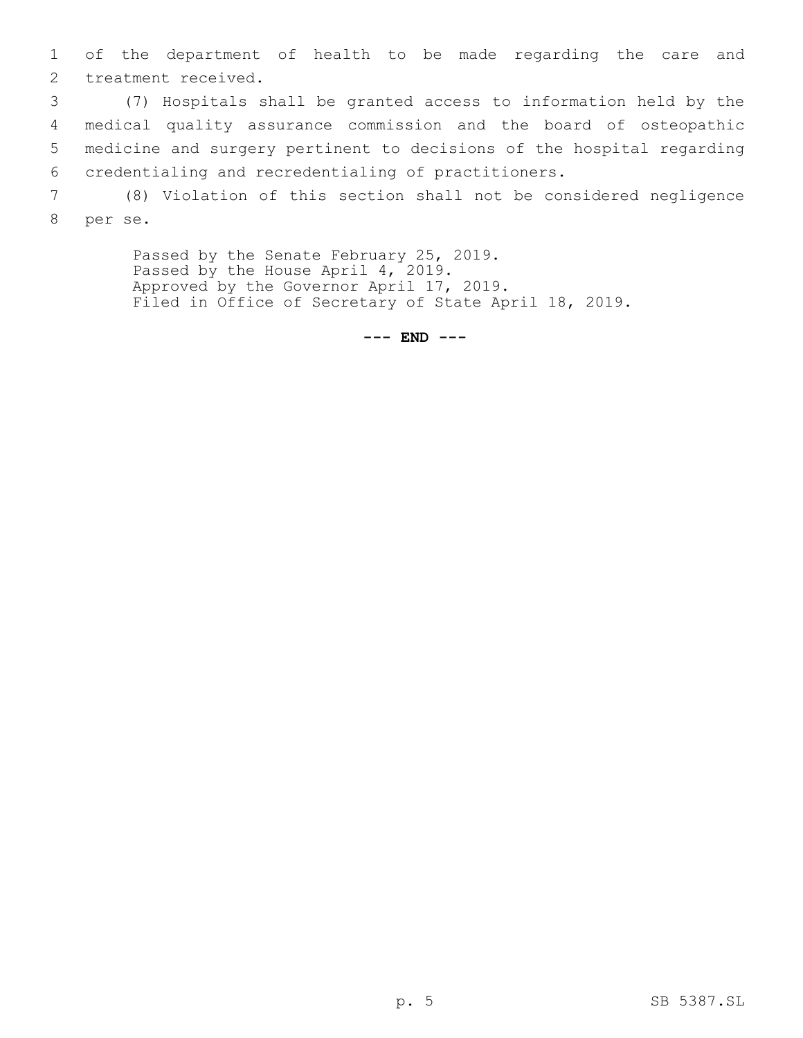of the department of health to be made regarding the care and treatment received.

(7) Hospitals shall be granted access to information held by the medical quality assurance commission and the board of osteopathic medicine and surgery pertinent to decisions of the hospital regarding credentialing and recredentialing of practitioners.

(8) Violation of this section shall not be considered negligence per se.

Passed by the Senate February 25, 2019.
Passed by the House April 4, 2019.
Approved by the Governor April 17, 2019.
Filed in Office of Secretary of State April 18, 2019.

**--- END ---**